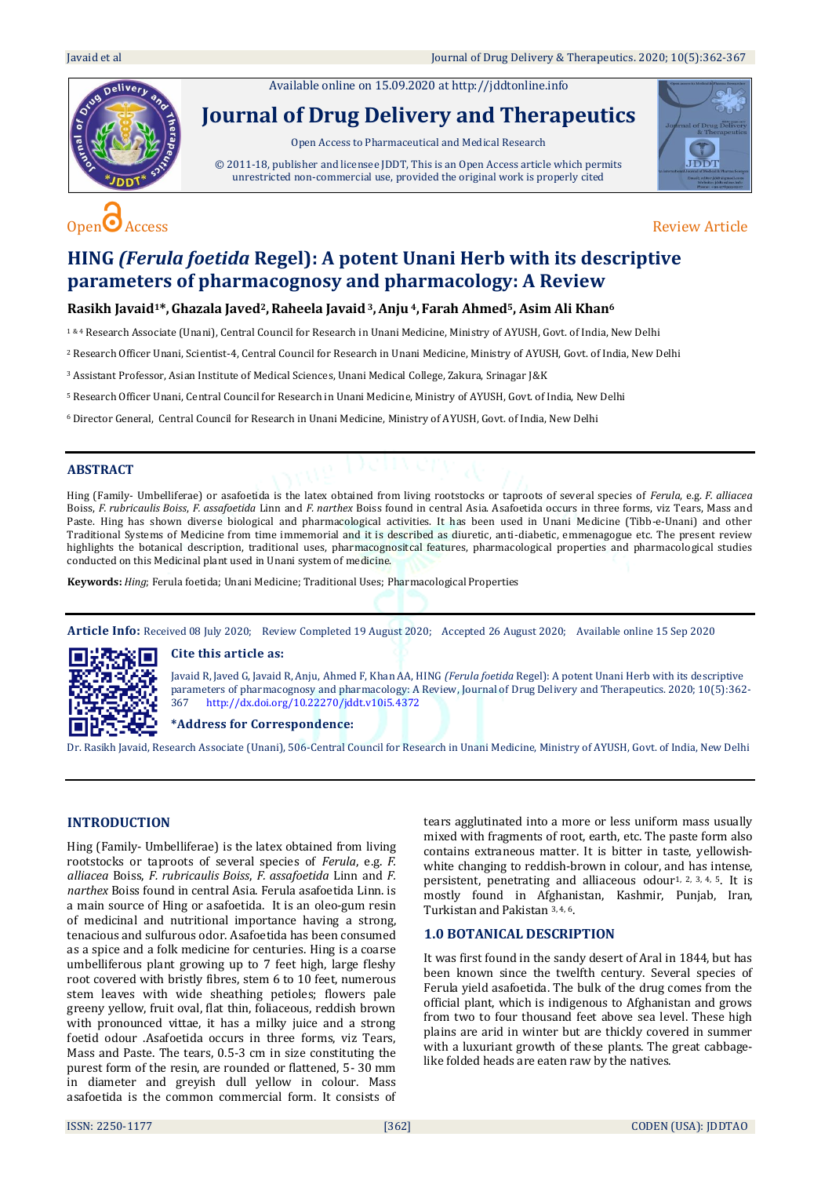Available online on 15.09.2020 at http://jddtonline.info

# Journal of Drug Delivery and Therapeutics

Open Access to Pharmaceutical and Medical Research

© 2011-18, publisher and licensee JDDT, This is an Open Access article which permits unrestricted non-commercial use, provided the original work is properly cited

Open Access Review Article

# HING *(Ferula foetida* Regel): A potent Unani Herb with its descriptive parameters of pharmacognosy and pharmacology: A Review

**Rasikh Javaid[1]\*, Ghazala Javed[2], Raheela Javaid[3], Anju[4], Farah Ahmed[5], Asim Ali Khan[6]**

[1 & 4] Research Associate (Unani), Central Council for Research in Unani Medicine, Ministry of AYUSH, Govt. of India, New Delhi

[2] Research Officer Unani, Scientist-4, Central Council for Research in Unani Medicine, Ministry of AYUSH, Govt. of India, New Delhi

[3] Assistant Professor, Asian Institute of Medical Sciences, Unani Medical College, Zakura, Srinagar J&K

[5] Research Officer Unani, Central Council for Research in Unani Medicine, Ministry of AYUSH, Govt. of India, New Delhi

[6] Director General, Central Council for Research in Unani Medicine, Ministry of AYUSH, Govt. of India, New Delhi

## ABSTRACT

Hing (Family- Umbelliferae) or asafoetida is the latex obtained from living rootstocks or taproots of several species of *Ferula*, e.g. *F. alliacea* Boiss, *F. rubricaulis Boiss*, *F. assafoetida* Linn and *F. narthex* Boiss found in central Asia. Asafoetida occurs in three forms, viz Tears, Mass and Paste. Hing has shown diverse biological and pharmacological activities. It has been used in Unani Medicine (Tibb-e-Unani) and other Traditional Systems of Medicine from time immemorial and it is described as diuretic, anti-diabetic, emmenagogue etc. The present review highlights the botanical description, traditional uses, pharmacognositcal features, pharmacological properties and pharmacological studies conducted on this Medicinal plant used in Unani system of medicine.

**Keywords:** *Hing*; Ferula foetida; Unani Medicine; Traditional Uses; Pharmacological Properties

**Article Info:** Received 08 July 2020; Review Completed 19 August 2020; Accepted 26 August 2020; Available online 15 Sep 2020

**Cite this article as:**

Javaid R, Javed G, Javaid R, Anju, Ahmed F, Khan AA, HING *(Ferula foetida* Regel): A potent Unani Herb with its descriptive parameters of pharmacognosy and pharmacology: A Review, Journal of Drug Delivery and Therapeutics. 2020; 10(5):362-367 http://dx.doi.org/10.22270/jddt.v10i5.4372

**\*Address for Correspondence:**

Dr. Rasikh Javaid, Research Associate (Unani), 506-Central Council for Research in Unani Medicine, Ministry of AYUSH, Govt. of India, New Delhi

## INTRODUCTION

Hing (Family- Umbelliferae) is the latex obtained from living rootstocks or taproots of several species of *Ferula*, e.g. *F. alliacea* Boiss, *F. rubricaulis Boiss*, *F. assafoetida* Linn and *F. narthex* Boiss found in central Asia. Ferula asafoetida Linn. is a main source of Hing or asafoetida. It is an oleo-gum resin of medicinal and nutritional importance having a strong, tenacious and sulfurous odor. Asafoetida has been consumed as a spice and a folk medicine for centuries. Hing is a coarse umbelliferous plant growing up to 7 feet high, large fleshy root covered with bristly fibres, stem 6 to 10 feet, numerous stem leaves with wide sheathing petioles; flowers pale greeny yellow, fruit oval, flat thin, foliaceous, reddish brown with pronounced vittae, it has a milky juice and a strong foetid odour .Asafoetida occurs in three forms, viz Tears, Mass and Paste. The tears, 0.5-3 cm in size constituting the purest form of the resin, are rounded or flattened, 5- 30 mm in diameter and greyish dull yellow in colour. Mass asafoetida is the common commercial form. It consists of tears agglutinated into a more or less uniform mass usually mixed with fragments of root, earth, etc. The paste form also contains extraneous matter. It is bitter in taste, yellowish-white changing to reddish-brown in colour, and has intense, persistent, penetrating and alliaceous odour[1, 2, 3, 4, 5]. It is mostly found in Afghanistan, Kashmir, Punjab, Iran, Turkistan and Pakistan [3, 4, 6].

## 1.0 BOTANICAL DESCRIPTION

It was first found in the sandy desert of Aral in 1844, but has been known since the twelfth century. Several species of Ferula yield asafoetida. The bulk of the drug comes from the official plant, which is indigenous to Afghanistan and grows from two to four thousand feet above sea level. These high plains are arid in winter but are thickly covered in summer with a luxuriant growth of these plants. The great cabbage-like folded heads are eaten raw by the natives.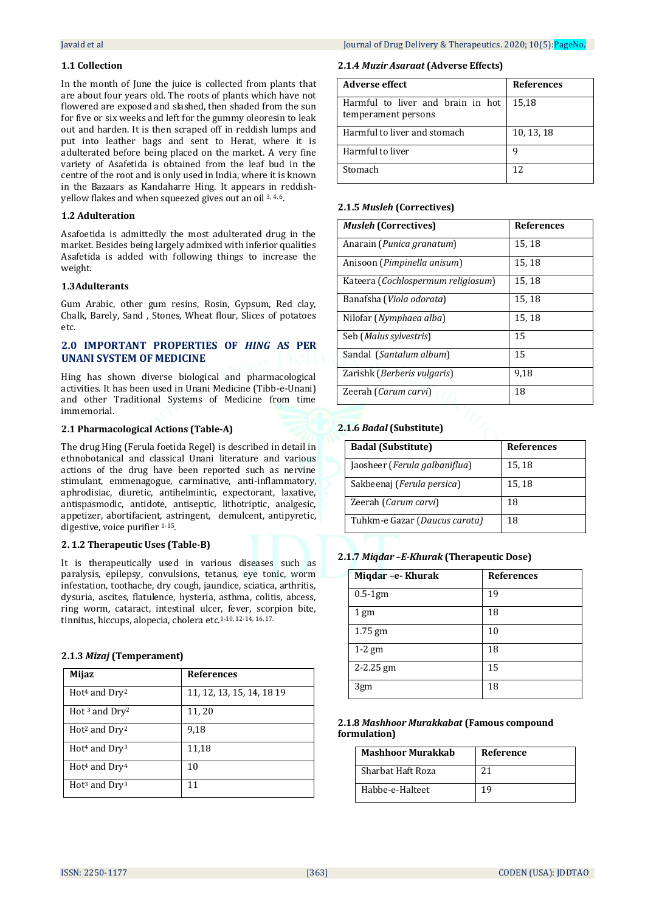### 1.1 Collection

In the month of June the juice is collected from plants that are about four years old. The roots of plants which have not flowered are exposed and slashed, then shaded from the sun for five or six weeks and left for the gummy oleoresin to leak out and harden. It is then scraped off in reddish lumps and put into leather bags and sent to Herat, where it is adulterated before being placed on the market. A very fine variety of Asafetida is obtained from the leaf bud in the centre of the root and is only used in India, where it is known in the Bazaars as Kandaharre Hing. It appears in reddish-yellow flakes and when squeezed gives out an oil [3, 4, 6].

### 1.2 Adulteration

Asafoetida is admittedly the most adulterated drug in the market. Besides being largely admixed with inferior qualities Asafetida is added with following things to increase the weight.

### 1.3 Adulterants

Gum Arabic, other gum resins, Rosin, Gypsum, Red clay, Chalk, Barely, Sand , Stones, Wheat flour, Slices of potatoes etc.

## 2.0 IMPORTANT PROPERTIES OF *HING* AS PER UNANI SYSTEM OF MEDICINE

Hing has shown diverse biological and pharmacological activities. It has been used in Unani Medicine (Tibb-e-Unani) and other Traditional Systems of Medicine from time immemorial.

### 2.1 Pharmacological Actions (Table-A)

The drug Hing (Ferula foetida Regel) is described in detail in ethnobotanical and classical Unani literature and various actions of the drug have been reported such as nervine stimulant, emmenagogue, carminative, anti-inflammatory, aphrodisiac, diuretic, antihelmintic, expectorant, laxative, antispasmodic, antidote, antiseptic, lithotriptic, analgesic, appetizer, abortifacient, astringent, demulcent, antipyretic, digestive, voice purifier [1-15].

### 2.1.2 Therapeutic Uses (Table-B)

It is therapeutically used in various diseases such as paralysis, epilepsy, convulsions, tetanus, eye tonic, worm infestation, toothache, dry cough, jaundice, sciatica, arthritis, dysuria, ascites, flatulence, hysteria, asthma, colitis, abcess, ring worm, cataract, intestinal ulcer, fever, scorpion bite, tinnitus, hiccups, alopecia, cholera etc.[1-10, 12-14, 16, 17].

### 2.1.3 *Mizaj* (Temperament)

| Mijaz | References |
|---|---|
| Hot[4] and Dry[2] | 11, 12, 13, 15, 14, 18 19 |
| Hot [3] and Dry[2] | 11, 20 |
| Hot[2] and Dry[2] | 9,18 |
| Hot[4] and Dry[3] | 11,18 |
| Hot[4] and Dry[4] | 10 |
| Hot[3] and Dry[3] | 11 |

### 2.1.4 *Muzir Asaraat* (Adverse Effects)

| Adverse effect | References |
|---|---|
| Harmful to liver and brain in hot temperament persons | 15,18 |
| Harmful to liver and stomach | 10, 13, 18 |
| Harmful to liver | 9 |
| Stomach | 12 |

### 2.1.5 *Musleh* (Correctives)

| *Musleh* (Correctives) | References |
|---|---|
| Anarain (*Punica granatum*) | 15, 18 |
| Anisoon (*Pimpinella anisum*) | 15, 18 |
| Kateera (*Cochlospermum religiosum*) | 15, 18 |
| Banafsha (*Viola odorata*) | 15, 18 |
| Nilofar (*Nymphaea alba*) | 15, 18 |
| Seb (*Malus sylvestris*) | 15 |
| Sandal (*Santalum album*) | 15 |
| Zarishk (*Berberis vulgaris*) | 9,18 |
| Zeerah (*Carum carvi*) | 18 |

### 2.1.6 *Badal* (Substitute)

| Badal (Substitute) | References |
|---|---|
| Jaosheer (*Ferula galbaniflua*) | 15, 18 |
| Sakbeenaj (*Ferula persica*) | 15, 18 |
| Zeerah (*Carum carvi*) | 18 |
| Tuhkm-e Gazar (*Daucus carota*) | 18 |

### 2.1.7 *Miqdar –E-Khurak* (Therapeutic Dose)

| Miqdar –e- Khurak | References |
|---|---|
| 0.5-1gm | 19 |
| 1 gm | 18 |
| 1.75 gm | 10 |
| 1-2 gm | 18 |
| 2-2.25 gm | 15 |
| 3gm | 18 |

### 2.1.8 *Mashhoor Murakkabat* (Famous compound formulation)

| Mashhoor Murakkab | Reference |
|---|---|
| Sharbat Haft Roza | 21 |
| Habbe-e-Halteet | 19 |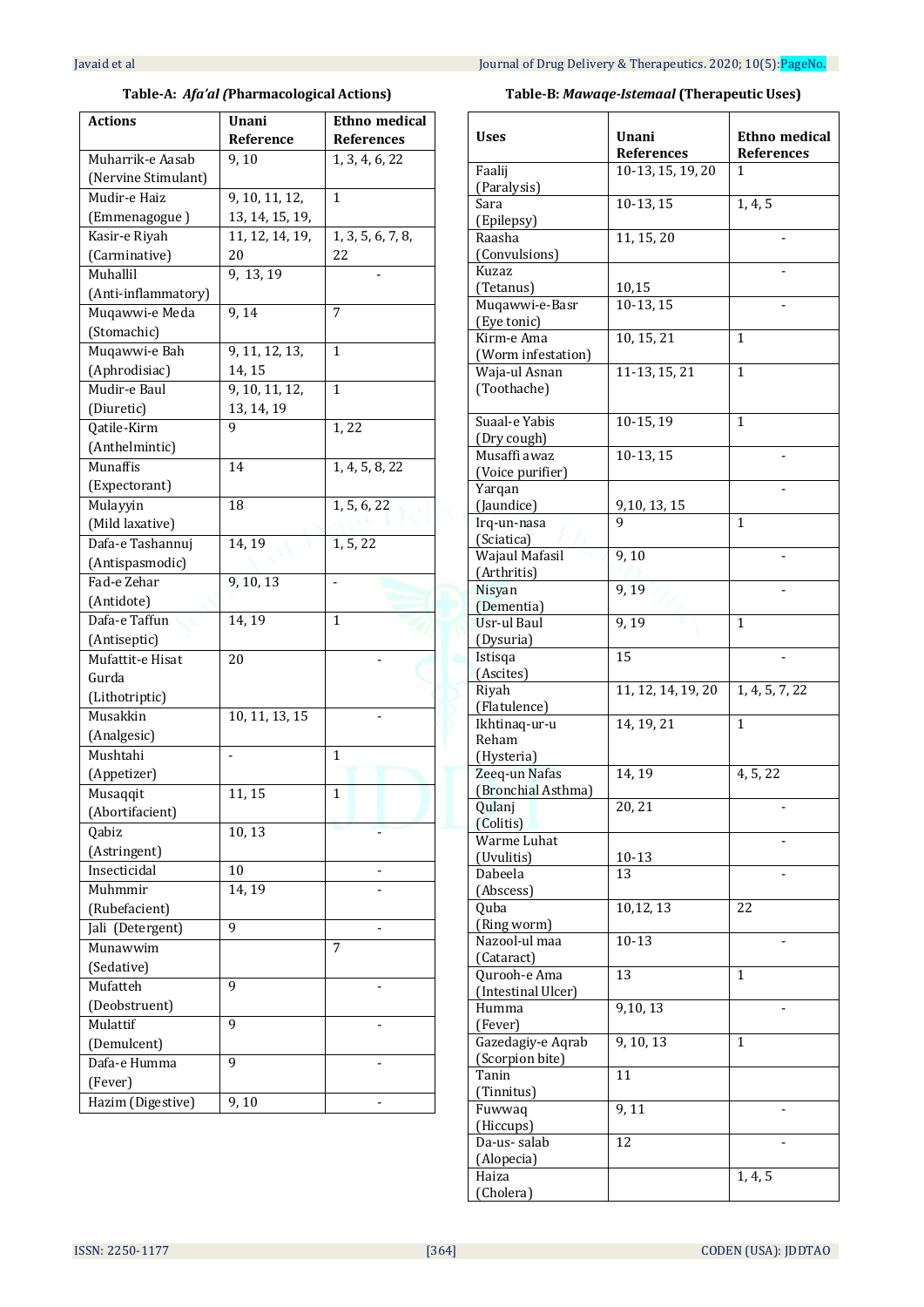**Table-A: *Afa'al (*Pharmacological Actions)**

| Actions | Unani Reference | Ethno medical References |
|---|---|---|
| Muharrik-e Aasab (Nervine Stimulant) | 9, 10 | 1, 3, 4, 6, 22 |
| Mudir-e Haiz (Emmenagogue ) | 9, 10, 11, 12, 13, 14, 15, 19, | 1 |
| Kasir-e Riyah (Carminative) | 11, 12, 14, 19, 20 | 1, 3, 5, 6, 7, 8, 22 |
| Muhallil (Anti-inflammatory) | 9, 13, 19 | - |
| Muqawwi-e Meda (Stomachic) | 9, 14 | 7 |
| Muqawwi-e Bah (Aphrodisiac) | 9, 11, 12, 13, 14, 15 | 1 |
| Mudir-e Baul (Diuretic) | 9, 10, 11, 12, 13, 14, 19 | 1 |
| Qatile-Kirm (Anthelmintic) | 9 | 1, 22 |
| Munaffis (Expectorant) | 14 | 1, 4, 5, 8, 22 |
| Mulayyin (Mild laxative) | 18 | 1, 5, 6, 22 |
| Dafa-e Tashannuj (Antispasmodic) | 14, 19 | 1, 5, 22 |
| Fad-e Zehar (Antidote) | 9, 10, 13 | - |
| Dafa-e Taffun (Antiseptic) | 14, 19 | 1 |
| Mufattit-e Hisat Gurda (Lithotriptic) | 20 | - |
| Musakkin (Analgesic) | 10, 11, 13, 15 | - |
| Mushtahi (Appetizer) | - | 1 |
| Musaqqit (Abortifacient) | 11, 15 | 1 |
| Qabiz (Astringent) | 10, 13 | - |
| Insecticidal | 10 | - |
| Muhmmir (Rubefacient) | 14, 19 | - |
| Jali (Detergent) | 9 | - |
| Munawwim (Sedative) | | 7 |
| Mufatteh (Deobstruent) | 9 | - |
| Mulattif (Demulcent) | 9 | - |
| Dafa-e Humma (Fever) | 9 | - |
| Hazim (Digestive) | 9, 10 | - |

**Table-B: *Mawaqe-Istemaal* (Therapeutic Uses)**

| Uses | Unani References | Ethno medical References |
|---|---|---|
| Faalij (Paralysis) | 10-13, 15, 19, 20 | 1 |
| Sara (Epilepsy) | 10-13, 15 | 1, 4, 5 |
| Raasha (Convulsions) | 11, 15, 20 | - |
| Kuzaz (Tetanus) | 10,15 | - |
| Muqawwi-e-Basr (Eye tonic) | 10-13, 15 | - |
| Kirm-e Ama (Worm infestation) | 10, 15, 21 | 1 |
| Waja-ul Asnan (Toothache) | 11-13, 15, 21 | 1 |
| Suaal-e Yabis (Dry cough) | 10-15, 19 | 1 |
| Musaffi awaz (Voice purifier) | 10-13, 15 | - |
| Yarqan (Jaundice) | 9,10, 13, 15 | - |
| Irq-un-nasa (Sciatica) | 9 | 1 |
| Wajaul Mafasil (Arthritis) | 9, 10 | - |
| Nisyan (Dementia) | 9, 19 | - |
| Usr-ul Baul (Dysuria) | 9, 19 | 1 |
| Istisqa (Ascites) | 15 | - |
| Riyah (Flatulence) | 11, 12, 14, 19, 20 | 1, 4, 5, 7, 22 |
| Ikhtinaq-ur-u Reham (Hysteria) | 14, 19, 21 | 1 |
| Zeeq-un Nafas (Bronchial Asthma) | 14, 19 | 4, 5, 22 |
| Qulanj (Colitis) | 20, 21 | - |
| Warme Luhat (Uvulitis) | 10-13 | - |
| Dabeela (Abscess) | 13 | - |
| Quba (Ring worm) | 10,12, 13 | 22 |
| Nazool-ul maa (Cataract) | 10-13 | - |
| Qurooh-e Ama (Intestinal Ulcer) | 13 | 1 |
| Humma (Fever) | 9,10, 13 | - |
| Gazedagiy-e Aqrab (Scorpion bite) | 9, 10, 13 | 1 |
| Tanin (Tinnitus) | 11 | |
| Fuwwaq (Hiccups) | 9, 11 | - |
| Da-us- salab (Alopecia) | 12 | - |
| Haiza (Cholera) | | 1, 4, 5 |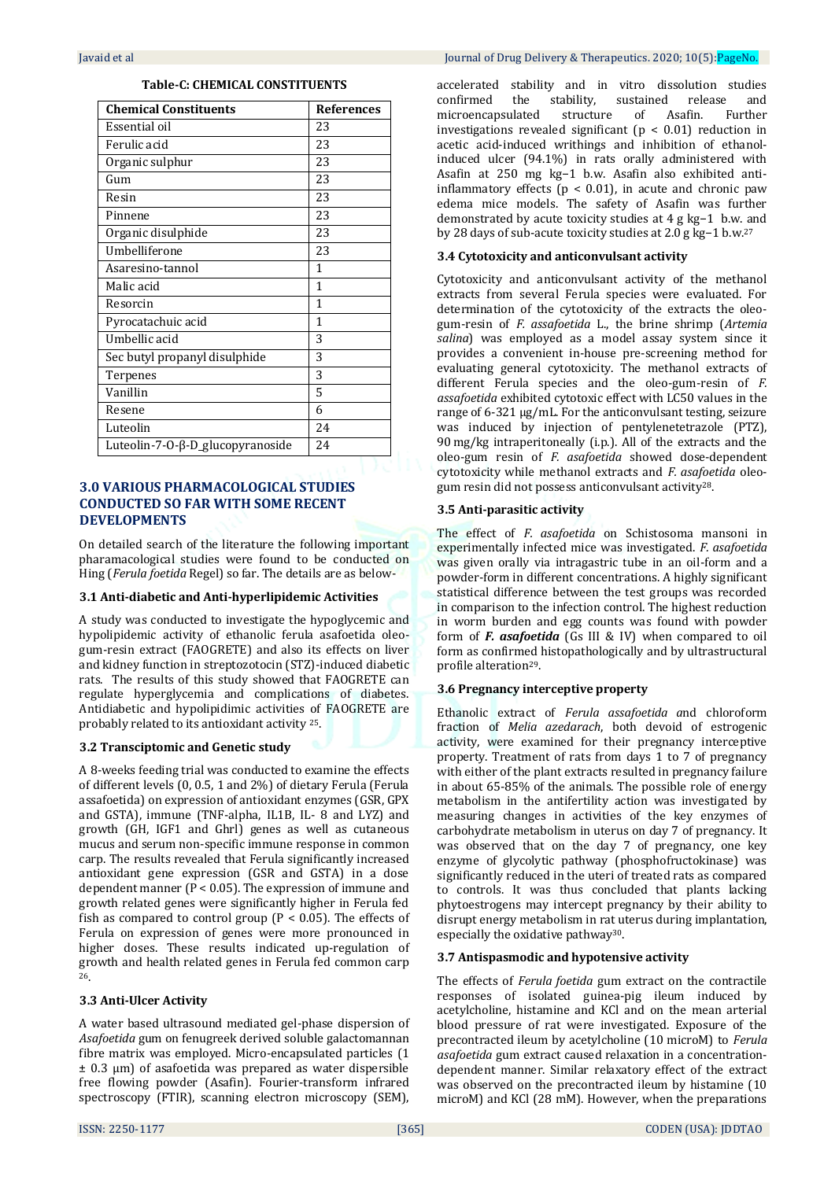**Table-C: CHEMICAL CONSTITUENTS**

| Chemical Constituents | References |
|---|---|
| Essential oil | 23 |
| Ferulic acid | 23 |
| Organic sulphur | 23 |
| Gum | 23 |
| Resin | 23 |
| Pinnene | 23 |
| Organic disulphide | 23 |
| Umbelliferone | 23 |
| Asaresino-tannol | 1 |
| Malic acid | 1 |
| Resorcin | 1 |
| Pyrocatachuic acid | 1 |
| Umbellic acid | 3 |
| Sec butyl propanyl disulphide | 3 |
| Terpenes | 3 |
| Vanillin | 5 |
| Resene | 6 |
| Luteolin | 24 |
| Luteolin-7-O-β-D_glucopyranoside | 24 |

## 3.0 VARIOUS PHARMACOLOGICAL STUDIES CONDUCTED SO FAR WITH SOME RECENT DEVELOPMENTS

On detailed search of the literature the following important pharamacological studies were found to be conducted on Hing (*Ferula foetida* Regel) so far. The details are as below-

### 3.1 Anti-diabetic and Anti-hyperlipidemic Activities

A study was conducted to investigate the hypoglycemic and hypolipidemic activity of ethanolic ferula asafoetida oleo-gum-resin extract (FAOGRETE) and also its effects on liver and kidney function in streptozotocin (STZ)-induced diabetic rats. The results of this study showed that FAOGRETE can regulate hyperglycemia and complications of diabetes. Antidiabetic and hypolipidimic activities of FAOGRETE are probably related to its antioxidant activity [25].

### 3.2 Transciptomic and Genetic study

A 8-weeks feeding trial was conducted to examine the effects of different levels (0, 0.5, 1 and 2%) of dietary Ferula (Ferula assafoetida) on expression of antioxidant enzymes (GSR, GPX and GSTA), immune (TNF-alpha, IL1B, IL- 8 and LYZ) and growth (GH, IGF1 and Ghrl) genes as well as cutaneous mucus and serum non-specific immune response in common carp. The results revealed that Ferula significantly increased antioxidant gene expression (GSR and GSTA) in a dose dependent manner ($P < 0.05$). The expression of immune and growth related genes were significantly higher in Ferula fed fish as compared to control group ($P < 0.05$). The effects of Ferula on expression of genes were more pronounced in higher doses. These results indicated up-regulation of growth and health related genes in Ferula fed common carp [26].

### 3.3 Anti-Ulcer Activity

A water based ultrasound mediated gel-phase dispersion of *Asafoetida* gum on fenugreek derived soluble galactomannan fibre matrix was employed. Micro-encapsulated particles (1 ± 0.3 μm) of asafoetida was prepared as water dispersible free flowing powder (Asafin). Fourier-transform infrared spectroscopy (FTIR), scanning electron microscopy (SEM), accelerated stability and in vitro dissolution studies confirmed the stability, sustained release and microencapsulated structure of Asafin. Further investigations revealed significant ($p < 0.01$) reduction in acetic acid-induced writhings and inhibition of ethanol-induced ulcer (94.1%) in rats orally administered with Asafin at 250 mg $kg^{-1}$ b.w. Asafin also exhibited anti-inflammatory effects ($p < 0.01$), in acute and chronic paw edema mice models. The safety of Asafin was further demonstrated by acute toxicity studies at 4 g $kg^{-1}$ b.w. and by 28 days of sub-acute toxicity studies at 2.0 g $kg^{-1}$ b.w.[27]

### 3.4 Cytotoxicity and anticonvulsant activity

Cytotoxicity and anticonvulsant activity of the methanol extracts from several Ferula species were evaluated. For determination of the cytotoxicity of the extracts the oleo-gum-resin of *F. assafoetida* L., the brine shrimp (*Artemia salina*) was employed as a model assay system since it provides a convenient in-house pre-screening method for evaluating general cytotoxicity. The methanol extracts of different Ferula species and the oleo-gum-resin of *F. assafoetida* exhibited cytotoxic effect with LC50 values in the range of 6-321 μg/mL. For the anticonvulsant testing, seizure was induced by injection of pentylenetetrazole (PTZ), 90 mg/kg intraperitoneally (i.p.). All of the extracts and the oleo-gum resin of *F. asafoetida* showed dose-dependent cytotoxicity while methanol extracts and *F. asafoetida* oleo-gum resin did not possess anticonvulsant activity[28].

### 3.5 Anti-parasitic activity

The effect of *F. asafoetida* on Schistosoma mansoni in experimentally infected mice was investigated. *F. asafoetida* was given orally via intragastric tube in an oil-form and a powder-form in different concentrations. A highly significant statistical difference between the test groups was recorded in comparison to the infection control. The highest reduction in worm burden and egg counts was found with powder form of ***F. asafoetida*** (Gs III & IV) when compared to oil form as confirmed histopathologically and by ultrastructural profile alteration[29].

### 3.6 Pregnancy interceptive property

Ethanolic extract of *Ferula assafoetida a*nd chloroform fraction of *Melia azedarach*, both devoid of estrogenic activity, were examined for their pregnancy interceptive property. Treatment of rats from days 1 to 7 of pregnancy with either of the plant extracts resulted in pregnancy failure in about 65-85% of the animals. The possible role of energy metabolism in the antifertility action was investigated by measuring changes in activities of the key enzymes of carbohydrate metabolism in uterus on day 7 of pregnancy. It was observed that on the day 7 of pregnancy, one key enzyme of glycolytic pathway (phosphofructokinase) was significantly reduced in the uteri of treated rats as compared to controls. It was thus concluded that plants lacking phytoestrogens may intercept pregnancy by their ability to disrupt energy metabolism in rat uterus during implantation, especially the oxidative pathway[30].

### 3.7 Antispasmodic and hypotensive activity

The effects of *Ferula foetida* gum extract on the contractile responses of isolated guinea-pig ileum induced by acetylcholine, histamine and KCl and on the mean arterial blood pressure of rat were investigated. Exposure of the precontracted ileum by acetylcholine (10 microM) to *Ferula asafoetida* gum extract caused relaxation in a concentration-dependent manner. Similar relaxatory effect of the extract was observed on the precontracted ileum by histamine (10 microM) and KCl (28 mM). However, when the preparations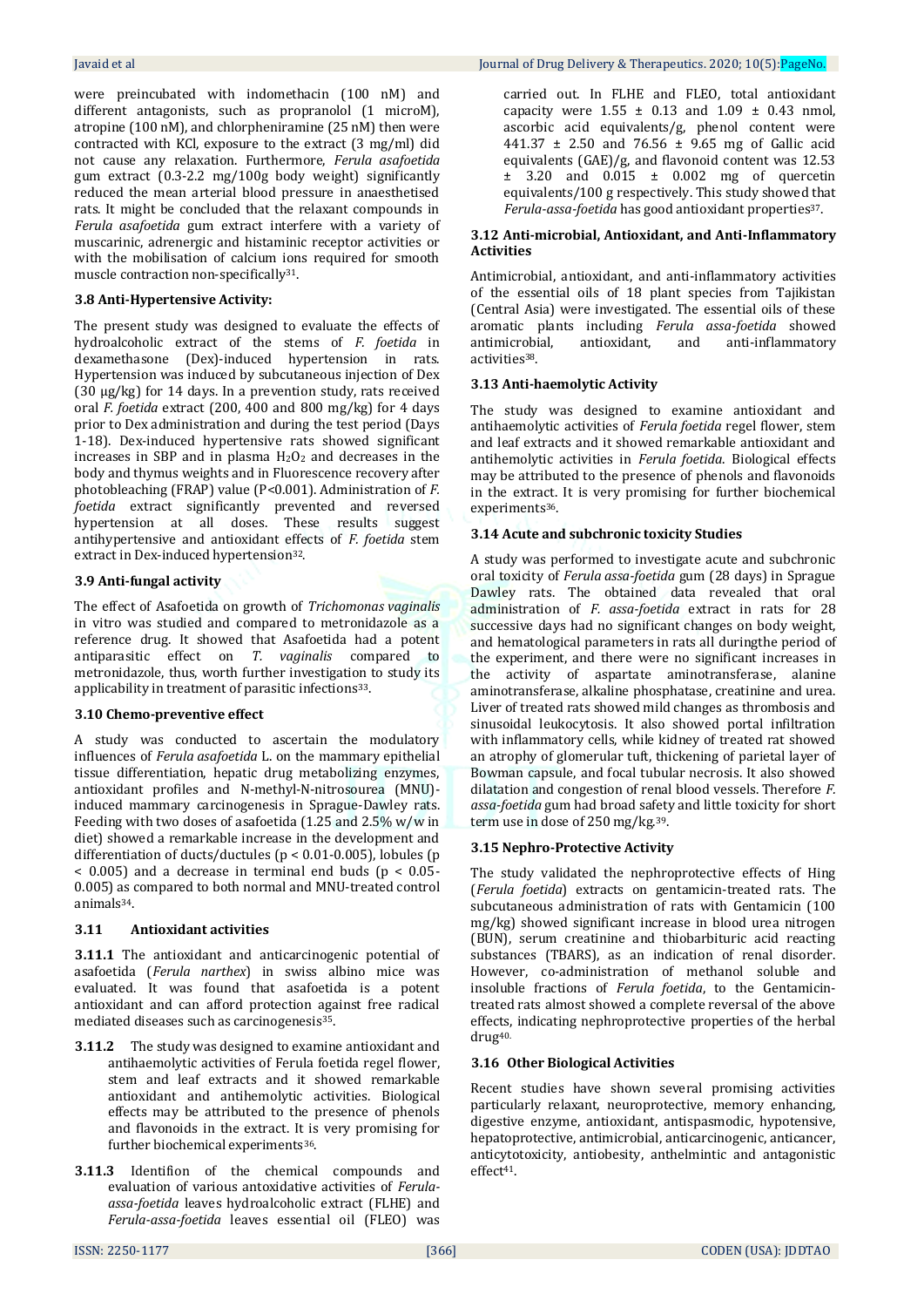were preincubated with indomethacin (100 nM) and different antagonists, such as propranolol (1 microM), atropine (100 nM), and chlorpheniramine (25 nM) then were contracted with KCl, exposure to the extract (3 mg/ml) did not cause any relaxation. Furthermore, *Ferula asafoetida* gum extract (0.3-2.2 mg/100g body weight) significantly reduced the mean arterial blood pressure in anaesthetised rats. It might be concluded that the relaxant compounds in *Ferula asafoetida* gum extract interfere with a variety of muscarinic, adrenergic and histaminic receptor activities or with the mobilisation of calcium ions required for smooth muscle contraction non-specifically[31].

### 3.8 Anti-Hypertensive Activity:

The present study was designed to evaluate the effects of hydroalcoholic extract of the stems of *F. foetida* in dexamethasone (Dex)-induced hypertension in rats. Hypertension was induced by subcutaneous injection of Dex (30 µg/kg) for 14 days. In a prevention study, rats received oral *F. foetida* extract (200, 400 and 800 mg/kg) for 4 days prior to Dex administration and during the test period (Days 1-18). Dex-induced hypertensive rats showed significant increases in SBP and in plasma $H_2O_2$ and decreases in the body and thymus weights and in Fluorescence recovery after photobleaching (FRAP) value (P<0.001). Administration of *F. foetida* extract significantly prevented and reversed hypertension at all doses. These results suggest antihypertensive and antioxidant effects of *F. foetida* stem extract in Dex-induced hypertension[32].

### 3.9 Anti-fungal activity

The effect of Asafoetida on growth of *Trichomonas vaginalis* in vitro was studied and compared to metronidazole as a reference drug. It showed that Asafoetida had a potent antiparasitic effect on *T. vaginalis* compared to metronidazole, thus, worth further investigation to study its applicability in treatment of parasitic infections[33].

### 3.10 Chemo-preventive effect

A study was conducted to ascertain the modulatory influences of *Ferula asafoetida* L. on the mammary epithelial tissue differentiation, hepatic drug metabolizing enzymes, antioxidant profiles and N-methyl-N-nitrosourea (MNU)-induced mammary carcinogenesis in Sprague-Dawley rats. Feeding with two doses of asafoetida (1.25 and 2.5% w/w in diet) showed a remarkable increase in the development and differentiation of ducts/ductules ($p < 0.01$-0.005), lobules ($p < 0.005$) and a decrease in terminal end buds ($p < 0.05$-0.005) as compared to both normal and MNU-treated control animals[34].

### 3.11 Antioxidant activities

**3.11.1** The antioxidant and anticarcinogenic potential of asafoetida (*Ferula narthex*) in swiss albino mice was evaluated. It was found that asafoetida is a potent antioxidant and can afford protection against free radical mediated diseases such as carcinogenesis[35].

**3.11.2** The study was designed to examine antioxidant and antihaemolytic activities of Ferula foetida regel flower, stem and leaf extracts and it showed remarkable antioxidant and antihemolytic activities. Biological effects may be attributed to the presence of phenols and flavonoids in the extract. It is very promising for further biochemical experiments[36].

**3.11.3** Identifion of the chemical compounds and evaluation of various antoxidative activities of *Ferula-assa-foetida* leaves hydroalcoholic extract (FLHE) and *Ferula-assa-foetida* leaves essential oil (FLEO) was carried out. In FLHE and FLEO, total antioxidant capacity were 1.55 ± 0.13 and 1.09 ± 0.43 nmol, ascorbic acid equivalents/g, phenol content were 441.37 ± 2.50 and 76.56 ± 9.65 mg of Gallic acid equivalents (GAE)/g, and flavonoid content was 12.53 ± 3.20 and 0.015 ± 0.002 mg of quercetin equivalents/100 g respectively. This study showed that *Ferula-assa-foetida* has good antioxidant properties[37].

### 3.12 Anti-microbial, Antioxidant, and Anti-Inflammatory Activities

Antimicrobial, antioxidant, and anti-inflammatory activities of the essential oils of 18 plant species from Tajikistan (Central Asia) were investigated. The essential oils of these aromatic plants including *Ferula assa-foetida* showed antimicrobial, antioxidant, and anti-inflammatory activities[38].

### 3.13 Anti-haemolytic Activity

The study was designed to examine antioxidant and antihaemolytic activities of *Ferula foetida* regel flower, stem and leaf extracts and it showed remarkable antioxidant and antihemolytic activities in *Ferula foetida*. Biological effects may be attributed to the presence of phenols and flavonoids in the extract. It is very promising for further biochemical experiments[36].

### 3.14 Acute and subchronic toxicity Studies

A study was performed to investigate acute and subchronic oral toxicity of *Ferula assa-foetida* gum (28 days) in Sprague Dawley rats. The obtained data revealed that oral administration of *F. assa-foetida* extract in rats for 28 successive days had no significant changes on body weight, and hematological parameters in rats all duringthe period of the experiment, and there were no significant increases in the activity of aspartate aminotransferase, alanine aminotransferase, alkaline phosphatase, creatinine and urea. Liver of treated rats showed mild changes as thrombosis and sinusoidal leukocytosis. It also showed portal infiltration with inflammatory cells, while kidney of treated rat showed an atrophy of glomerular tuft, thickening of parietal layer of Bowman capsule, and focal tubular necrosis. It also showed dilatation and congestion of renal blood vessels. Therefore *F. assa-foetida* gum had broad safety and little toxicity for short term use in dose of 250 mg/kg.[39].

### 3.15 Nephro-Protective Activity

The study validated the nephroprotective effects of Hing (*Ferula foetida*) extracts on gentamicin-treated rats. The subcutaneous administration of rats with Gentamicin (100 mg/kg) showed significant increase in blood urea nitrogen (BUN), serum creatinine and thiobarbituric acid reacting substances (TBARS), as an indication of renal disorder. However, co-administration of methanol soluble and insoluble fractions of *Ferula foetida*, to the Gentamicin-treated rats almost showed a complete reversal of the above effects, indicating nephroprotective properties of the herbal drug[40].

### 3.16 Other Biological Activities

Recent studies have shown several promising activities particularly relaxant, neuroprotective, memory enhancing, digestive enzyme, antioxidant, antispasmodic, hypotensive, hepatoprotective, antimicrobial, anticarcinogenic, anticancer, anticytotoxicity, antiobesity, anthelmintic and antagonistic effect[41].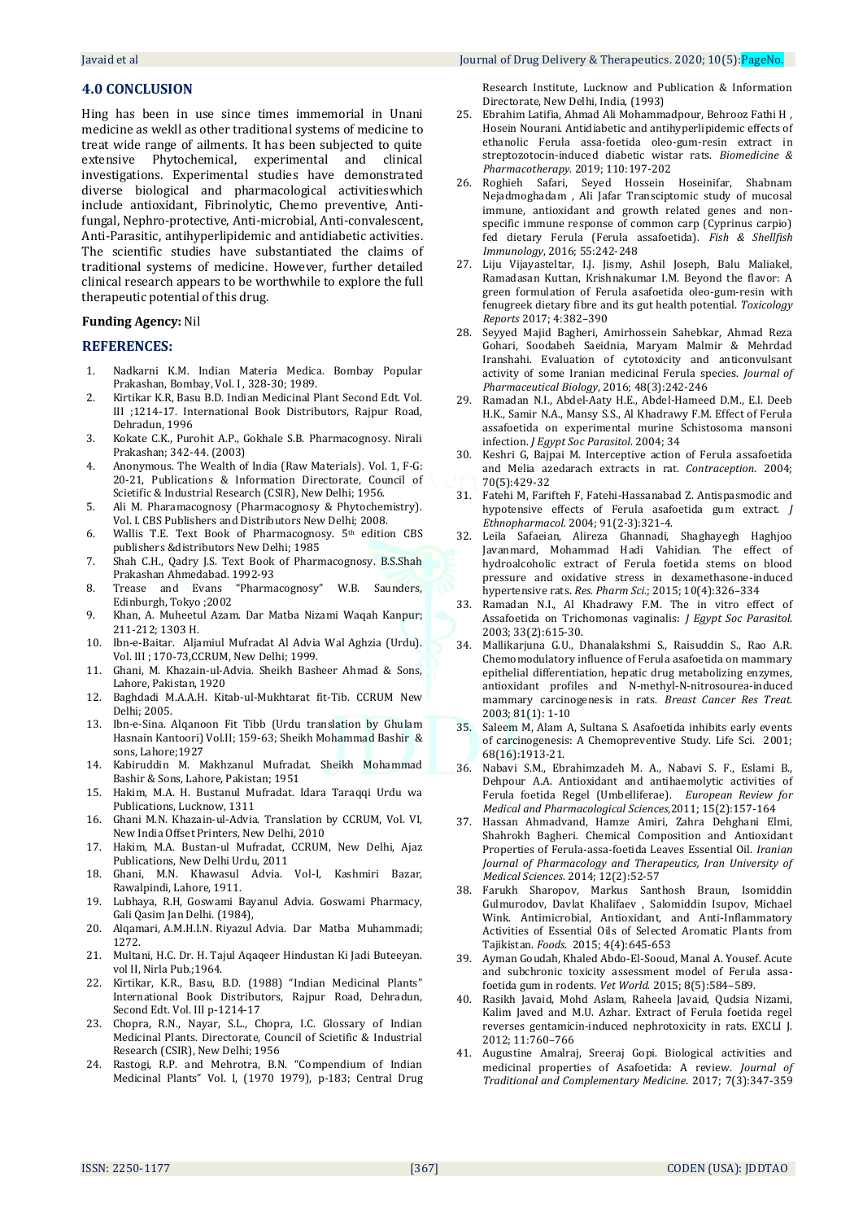## 4.0 CONCLUSION

Hing has been in use since times immemorial in Unani medicine as wekll as other traditional systems of medicine to treat wide range of ailments. It has been subjected to quite extensive Phytochemical, experimental and clinical investigations. Experimental studies have demonstrated diverse biological and pharmacological activitieswhich include antioxidant, Fibrinolytic, Chemo preventive, Anti-fungal, Nephro-protective, Anti-microbial, Anti-convalescent, Anti-Parasitic, antihyperlipidemic and antidiabetic activities. The scientific studies have substantiated the claims of traditional systems of medicine. However, further detailed clinical research appears to be worthwhile to explore the full therapeutic potential of this drug.

**Funding Agency:** Nil

## REFERENCES:

1. Nadkarni K.M. Indian Materia Medica. Bombay Popular Prakashan, Bombay, Vol. I , 328-30; 1989.
2. Kirtikar K.R, Basu B.D. Indian Medicinal Plant Second Edt. Vol. III ;1214-17. International Book Distributors, Rajpur Road, Dehradun, 1996
3. Kokate C.K., Purohit A.P., Gokhale S.B. Pharmacognosy. Nirali Prakashan; 342-44. (2003)
4. Anonymous. The Wealth of India (Raw Materials). Vol. 1, F-G: 20-21, Publications & Information Directorate, Council of Scietific & Industrial Research (CSIR), New Delhi; 1956.
5. Ali M. Pharamacognosy (Pharmacognosy & Phytochemistry). Vol. I. CBS Publishers and Distributors New Delhi; 2008.
6. Wallis T.E. Text Book of Pharmacognosy. 5th edition CBS publishers &distributors New Delhi; 1985
7. Shah C.H., Qadry J.S. Text Book of Pharmacognosy. B.S.Shah Prakashan Ahmedabad. 1992-93
8. Trease and Evans "Pharmacognosy" W.B. Saunders, Edinburgh, Tokyo ;2002
9. Khan, A. Muheetul Azam. Dar Matba Nizami Waqah Kanpur; 211-212; 1303 H.
10. Ibn-e-Baitar. Aljamiul Mufradat Al Advia Wal Aghzia (Urdu). Vol. III ; 170-73,CCRUM, New Delhi; 1999.
11. Ghani, M. Khazain-ul-Advia. Sheikh Basheer Ahmad & Sons, Lahore, Pakistan, 1920
12. Baghdadi M.A.A.H. Kitab-ul-Mukhtarat fit-Tib. CCRUM New Delhi; 2005.
13. Ibn-e-Sina. Alqanoon Fit Tibb (Urdu translation by Ghulam Hasnain Kantoori) Vol.II; 159-63; Sheikh Mohammad Bashir & sons, Lahore;1927
14. Kabiruddin M. Makhzanul Mufradat. Sheikh Mohammad Bashir & Sons, Lahore, Pakistan; 1951
15. Hakim, M.A. H. Bustanul Mufradat. Idara Taraqqi Urdu wa Publications, Lucknow, 1311
16. Ghani M.N. Khazain-ul-Advia. Translation by CCRUM, Vol. VI, New India Offset Printers, New Delhi, 2010
17. Hakim, M.A. Bustan-ul Mufradat, CCRUM, New Delhi, Ajaz Publications, New Delhi Urdu, 2011
18. Ghani, M.N. Khawasul Advia. Vol-I, Kashmiri Bazar, Rawalpindi, Lahore, 1911.
19. Lubhaya, R.H, Goswami Bayanul Advia. Goswami Pharmacy, Gali Qasim Jan Delhi. (1984),
20. Alqamari, A.M.H.I.N. Riyazul Advia. Dar Matba Muhammadi; 1272.
21. Multani, H.C. Dr. H. Tajul Aqaqeer Hindustan Ki Jadi Buteeyan. vol II, Nirla Pub.;1964.
22. Kirtikar, K.R., Basu, B.D. (1988) "Indian Medicinal Plants" International Book Distributors, Rajpur Road, Dehradun, Second Edt. Vol. III p-1214-17
23. Chopra, R.N., Nayar, S.L., Chopra, I.C. Glossary of Indian Medicinal Plants. Directorate, Council of Scietific & Industrial Research (CSIR), New Delhi; 1956
24. Rastogi, R.P. and Mehrotra, B.N. "Compendium of Indian Medicinal Plants" Vol. I, (1970 1979), p-183; Central Drug Research Institute, Lucknow and Publication & Information Directorate, New Delhi, India, (1993)
25. Ebrahim Latifia, Ahmad Ali Mohammadpour, Behrooz Fathi H , Hosein Nourani. Antidiabetic and antihyperlipidemic effects of ethanolic Ferula assa-foetida oleo-gum-resin extract in streptozotocin-induced diabetic wistar rats. *Biomedicine & Pharmacotherapy.* 2019; 110:197-202
26. Roghieh Safari, Seyed Hossein Hoseinifar, Shabnam Nejadmoghadam , Ali Jafar Transciptomic study of mucosal immune, antioxidant and growth related genes and non-specific immune response of common carp (Cyprinus carpio) fed dietary Ferula (Ferula assafoetida). *Fish & Shellfish Immunology*, 2016; 55:242-248
27. Liju Vijayasteltar, I.J. Jismy, Ashil Joseph, Balu Maliakel, Ramadasan Kuttan, Krishnakumar I.M. Beyond the flavor: A green formulation of Ferula asafoetida oleo-gum-resin with fenugreek dietary fibre and its gut health potential. *Toxicology Reports* 2017; 4:382–390
28. Seyyed Majid Bagheri, Amirhossein Sahebkar, Ahmad Reza Gohari, Soodabeh Saeidnia, Maryam Malmir & Mehrdad Iranshahi. Evaluation of cytotoxicity and anticonvulsant activity of some Iranian medicinal Ferula species. *Journal of Pharmaceutical Biology*, 2016; 48(3):242-246
29. Ramadan N.I., Abdel-Aaty H.E., Abdel-Hameed D.M., E.l. Deeb H.K., Samir N.A., Mansy S.S., Al Khadrawy F.M. Effect of Ferula assafoetida on experimental murine Schistosoma mansoni infection. *J Egypt Soc Parasitol*. 2004; 34
30. Keshri G, Bajpai M. Interceptive action of Ferula assafoetida and Melia azedarach extracts in rat. *Contraception*. 2004; 70(5):429-32
31. Fatehi M, Farifteh F, Fatehi-Hassanabad Z. Antispasmodic and hypotensive effects of Ferula asafoetida gum extract. *J Ethnopharmacol.* 2004; 91(2-3):321-4.
32. Leila Safaeian, Alireza Ghannadi, Shaghayegh Haghjoo Javanmard, Mohammad Hadi Vahidian. The effect of hydroalcoholic extract of Ferula foetida stems on blood pressure and oxidative stress in dexamethasone-induced hypertensive rats. *Res. Pharm Sci.*; 2015; 10(4):326–334
33. Ramadan N.I., Al Khadrawy F.M. The in vitro effect of Assafoetida on Trichomonas vaginalis: *J Egypt Soc Parasitol.* 2003; 33(2):615-30.
34. Mallikarjuna G.U., Dhanalakshmi S., Raisuddin S., Rao A.R. Chemomodulatory influence of Ferula asafoetida on mammary epithelial differentiation, hepatic drug metabolizing enzymes, antioxidant profiles and N-methyl-N-nitrosourea-induced mammary carcinogenesis in rats. *Breast Cancer Res Treat.* 2003; 81(1): 1-10
35. Saleem M, Alam A, Sultana S. Asafoetida inhibits early events of carcinogenesis: A Chemopreventive Study. Life Sci. 2001; 68(16):1913-21.
36. Nabavi S.M., Ebrahimzadeh M. A., Nabavi S. F., Eslami B., Dehpour A.A. Antioxidant and antihaemolytic activities of Ferula foetida Regel (Umbelliferae). *European Review for Medical and Pharmacological Sciences,*2011; 15(2):157-164
37. Hassan Ahmadvand, Hamze Amiri, Zahra Dehghani Elmi, Shahrokh Bagheri. Chemical Composition and Antioxidant Properties of Ferula-assa-foetida Leaves Essential Oil. *Iranian Journal of Pharmacology and Therapeutics, Iran University of Medical Sciences*. 2014; 12(2):52-57
38. Farukh Sharopov, Markus Santhosh Braun, Isomiddin Gulmurodov, Davlat Khalifaev , Salomiddin Isupov, Michael Wink. Antimicrobial, Antioxidant, and Anti-Inflammatory Activities of Essential Oils of Selected Aromatic Plants from Tajikistan. *Foods*. 2015; 4(4):645-653
39. Ayman Goudah, Khaled Abdo-El-Sooud, Manal A. Yousef. Acute and subchronic toxicity assessment model of Ferula assa-foetida gum in rodents. *Vet World.* 2015; 8(5):584–589.
40. Rasikh Javaid, Mohd Aslam, Raheela Javaid, Qudsia Nizami, Kalim Javed and M.U. Azhar. Extract of Ferula foetida regel reverses gentamicin-induced nephrotoxicity in rats. EXCLI J. 2012; 11:760–766
41. Augustine Amalraj, Sreeraj Gopi. Biological activities and medicinal properties of Asafoetida: A review. *Journal of Traditional and Complementary Medicine*. 2017; 7(3):347-359